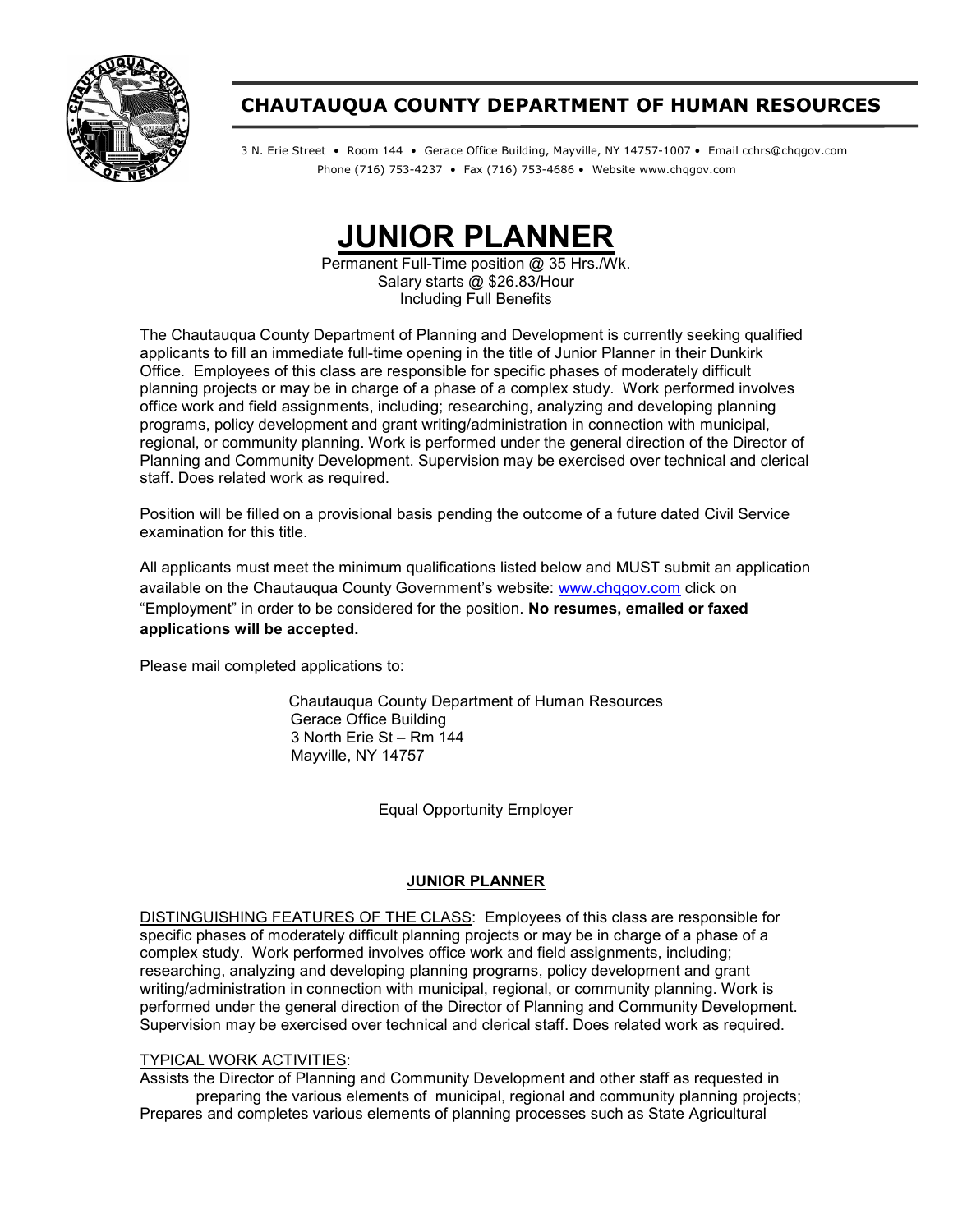## CHAUTAUQUA COUNTY DEPARTMENT OF HUMAN RESOURCES

3 N. Erie Street • Room 144 • Gerace Office Building, Mayville, NY 14757-1007 • Email cchrs@chqgov.com
Phone (716) 753-4237 • Fax (716) 753-4686 • Website www.chqgov.com

# JUNIOR PLANNER

Permanent Full-Time position @ 35 Hrs./Wk.
Salary starts @ $26.83/Hour
Including Full Benefits

The Chautauqua County Department of Planning and Development is currently seeking qualified applicants to fill an immediate full-time opening in the title of Junior Planner in their Dunkirk Office. Employees of this class are responsible for specific phases of moderately difficult planning projects or may be in charge of a phase of a complex study. Work performed involves office work and field assignments, including; researching, analyzing and developing planning programs, policy development and grant writing/administration in connection with municipal, regional, or community planning. Work is performed under the general direction of the Director of Planning and Community Development. Supervision may be exercised over technical and clerical staff. Does related work as required.

Position will be filled on a provisional basis pending the outcome of a future dated Civil Service examination for this title.

All applicants must meet the minimum qualifications listed below and MUST submit an application available on the Chautauqua County Government's website: www.chqgov.com click on "Employment" in order to be considered for the position. **No resumes, emailed or faxed applications will be accepted.**

Please mail completed applications to:

Chautauqua County Department of Human Resources
Gerace Office Building
3 North Erie St – Rm 144
Mayville, NY 14757

Equal Opportunity Employer

## JUNIOR PLANNER

DISTINGUISHING FEATURES OF THE CLASS: Employees of this class are responsible for specific phases of moderately difficult planning projects or may be in charge of a phase of a complex study. Work performed involves office work and field assignments, including; researching, analyzing and developing planning programs, policy development and grant writing/administration in connection with municipal, regional, or community planning. Work is performed under the general direction of the Director of Planning and Community Development. Supervision may be exercised over technical and clerical staff. Does related work as required.

TYPICAL WORK ACTIVITIES:
Assists the Director of Planning and Community Development and other staff as requested in preparing the various elements of municipal, regional and community planning projects;
Prepares and completes various elements of planning processes such as State Agricultural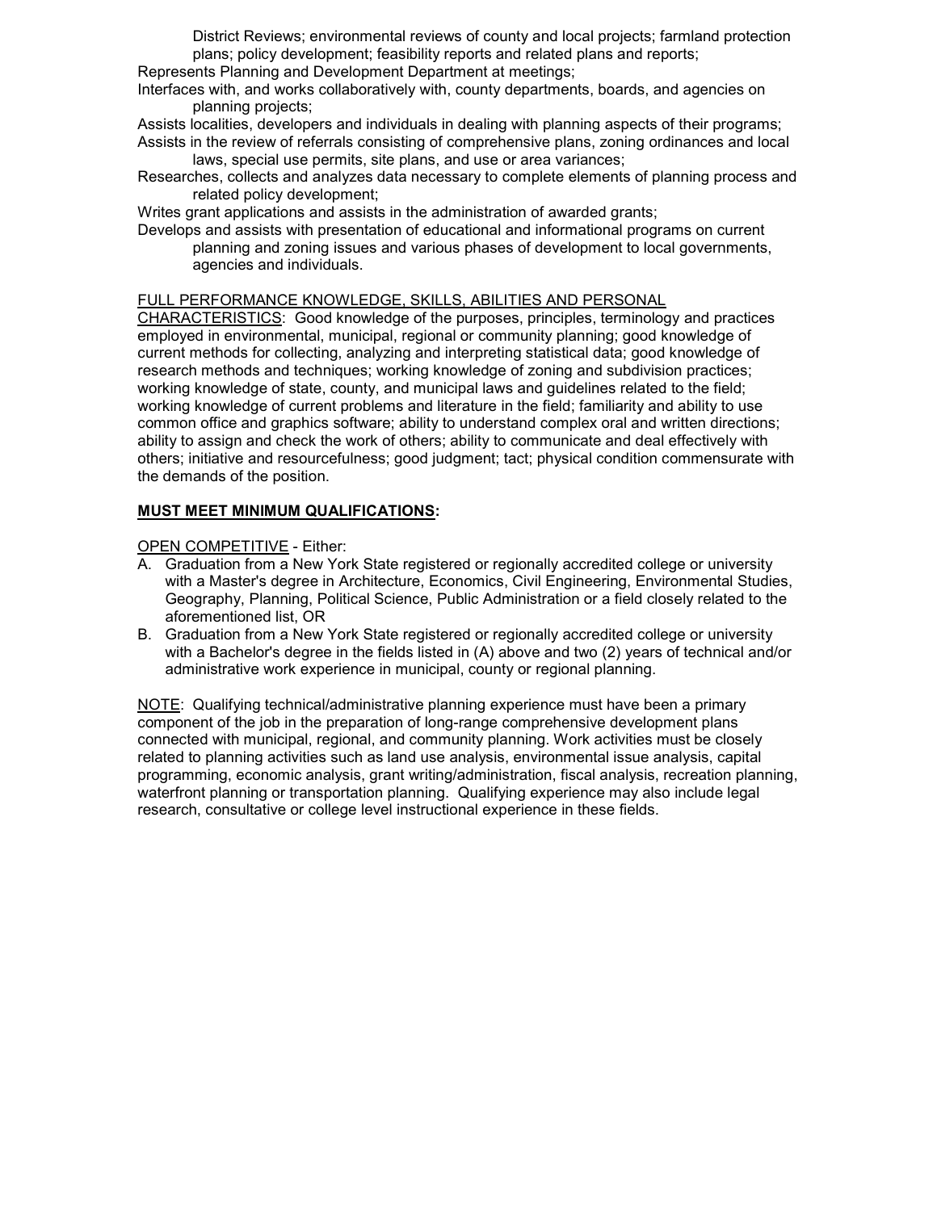District Reviews; environmental reviews of county and local projects; farmland protection plans; policy development; feasibility reports and related plans and reports;

Represents Planning and Development Department at meetings;

Interfaces with, and works collaboratively with, county departments, boards, and agencies on planning projects;

Assists localities, developers and individuals in dealing with planning aspects of their programs;

Assists in the review of referrals consisting of comprehensive plans, zoning ordinances and local laws, special use permits, site plans, and use or area variances;

Researches, collects and analyzes data necessary to complete elements of planning process and related policy development;

Writes grant applications and assists in the administration of awarded grants;

Develops and assists with presentation of educational and informational programs on current planning and zoning issues and various phases of development to local governments, agencies and individuals.

FULL PERFORMANCE KNOWLEDGE, SKILLS, ABILITIES AND PERSONAL CHARACTERISTICS: Good knowledge of the purposes, principles, terminology and practices employed in environmental, municipal, regional or community planning; good knowledge of current methods for collecting, analyzing and interpreting statistical data; good knowledge of research methods and techniques; working knowledge of zoning and subdivision practices; working knowledge of state, county, and municipal laws and guidelines related to the field; working knowledge of current problems and literature in the field; familiarity and ability to use common office and graphics software; ability to understand complex oral and written directions; ability to assign and check the work of others; ability to communicate and deal effectively with others; initiative and resourcefulness; good judgment; tact; physical condition commensurate with the demands of the position.

**MUST MEET MINIMUM QUALIFICATIONS:**

OPEN COMPETITIVE - Either:

A. Graduation from a New York State registered or regionally accredited college or university with a Master's degree in Architecture, Economics, Civil Engineering, Environmental Studies, Geography, Planning, Political Science, Public Administration or a field closely related to the aforementioned list, OR

B. Graduation from a New York State registered or regionally accredited college or university with a Bachelor's degree in the fields listed in (A) above and two (2) years of technical and/or administrative work experience in municipal, county or regional planning.

NOTE: Qualifying technical/administrative planning experience must have been a primary component of the job in the preparation of long-range comprehensive development plans connected with municipal, regional, and community planning. Work activities must be closely related to planning activities such as land use analysis, environmental issue analysis, capital programming, economic analysis, grant writing/administration, fiscal analysis, recreation planning, waterfront planning or transportation planning. Qualifying experience may also include legal research, consultative or college level instructional experience in these fields.